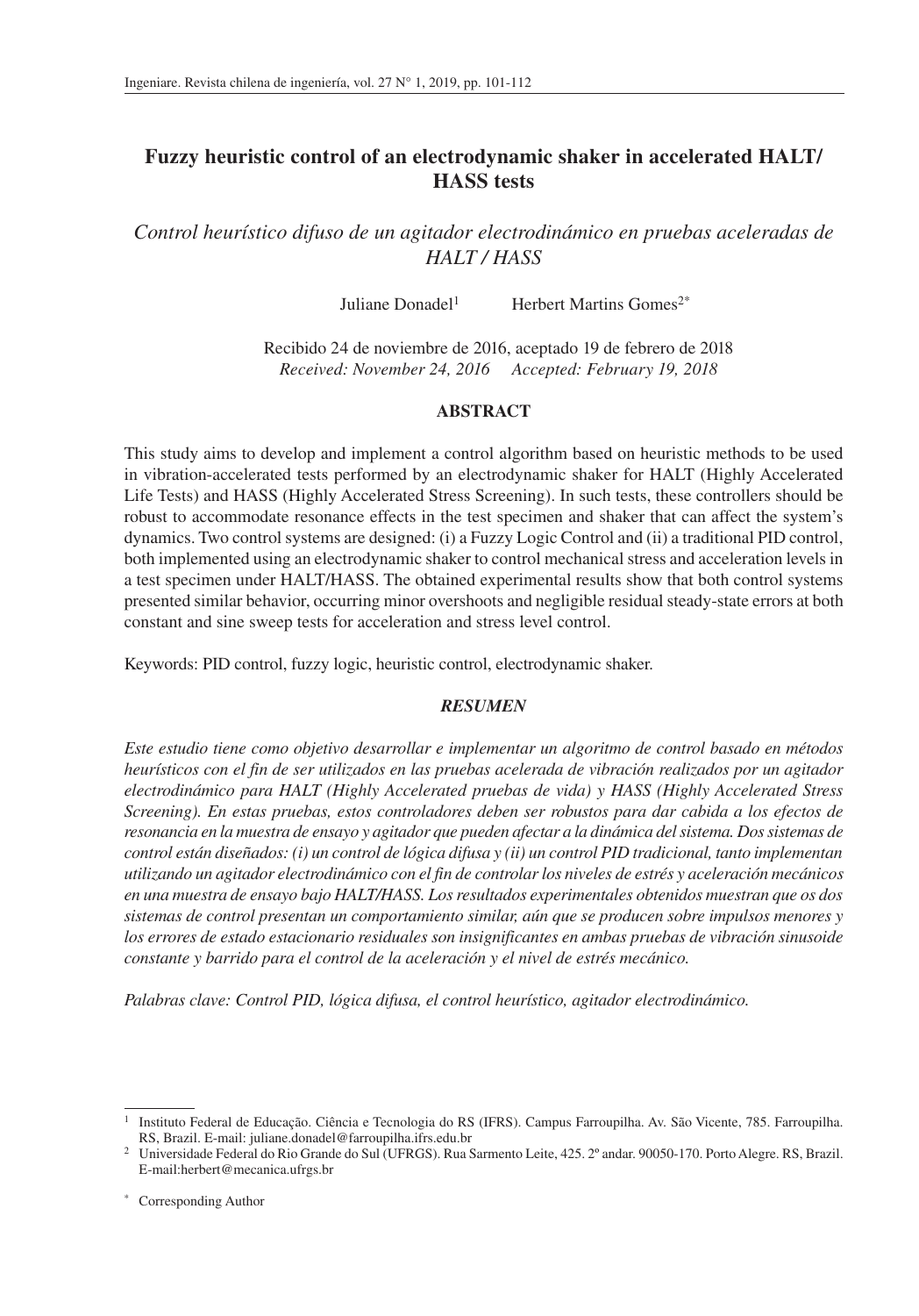# Fuzzy heuristic control of an electrodynamic shaker in accelerated HALT/HASS tests

*Control heurístico difuso de un agitador electrodinámico en pruebas aceleradas de HALT / HASS*

Juliane Donadel[1] Herbert Martins Gomes[2*]

Recibido 24 de noviembre de 2016, aceptado 19 de febrero de 2018
*Received: November 24, 2016 Accepted: February 19, 2018*

## ABSTRACT

This study aims to develop and implement a control algorithm based on heuristic methods to be used in vibration-accelerated tests performed by an electrodynamic shaker for HALT (Highly Accelerated Life Tests) and HASS (Highly Accelerated Stress Screening). In such tests, these controllers should be robust to accommodate resonance effects in the test specimen and shaker that can affect the system's dynamics. Two control systems are designed: (i) a Fuzzy Logic Control and (ii) a traditional PID control, both implemented using an electrodynamic shaker to control mechanical stress and acceleration levels in a test specimen under HALT/HASS. The obtained experimental results show that both control systems presented similar behavior, occurring minor overshoots and negligible residual steady-state errors at both constant and sine sweep tests for acceleration and stress level control.

Keywords: PID control, fuzzy logic, heuristic control, electrodynamic shaker.

## *RESUMEN*

*Este estudio tiene como objetivo desarrollar e implementar un algoritmo de control basado en métodos heurísticos con el fin de ser utilizados en las pruebas acelerada de vibración realizados por un agitador electrodinámico para HALT (Highly Accelerated pruebas de vida) y HASS (Highly Accelerated Stress Screening). En estas pruebas, estos controladores deben ser robustos para dar cabida a los efectos de resonancia en la muestra de ensayo y agitador que pueden afectar a la dinámica del sistema. Dos sistemas de control están diseñados: (i) un control de lógica difusa y (ii) un control PID tradicional, tanto implementan utilizando un agitador electrodinámico con el fin de controlar los niveles de estrés y aceleración mecánicos en una muestra de ensayo bajo HALT/HASS. Los resultados experimentales obtenidos muestran que os dos sistemas de control presentan un comportamiento similar, aún que se producen sobre impulsos menores y los errores de estado estacionario residuales son insignificantes en ambas pruebas de vibración sinusoide constante y barrido para el control de la aceleración y el nivel de estrés mecánico.*

*Palabras clave: Control PID, lógica difusa, el control heurístico, agitador electrodinámico.*

---

[1] Instituto Federal de Educação. Ciência e Tecnologia do RS (IFRS). Campus Farroupilha. Av. São Vicente, 785. Farroupilha. RS, Brazil. E-mail: juliane.donadel@farroupilha.ifrs.edu.br

[2] Universidade Federal do Rio Grande do Sul (UFRGS). Rua Sarmento Leite, 425. 2º andar. 90050-170. Porto Alegre. RS, Brazil. E-mail:herbert@mecanica.ufrgs.br

[*] Corresponding Author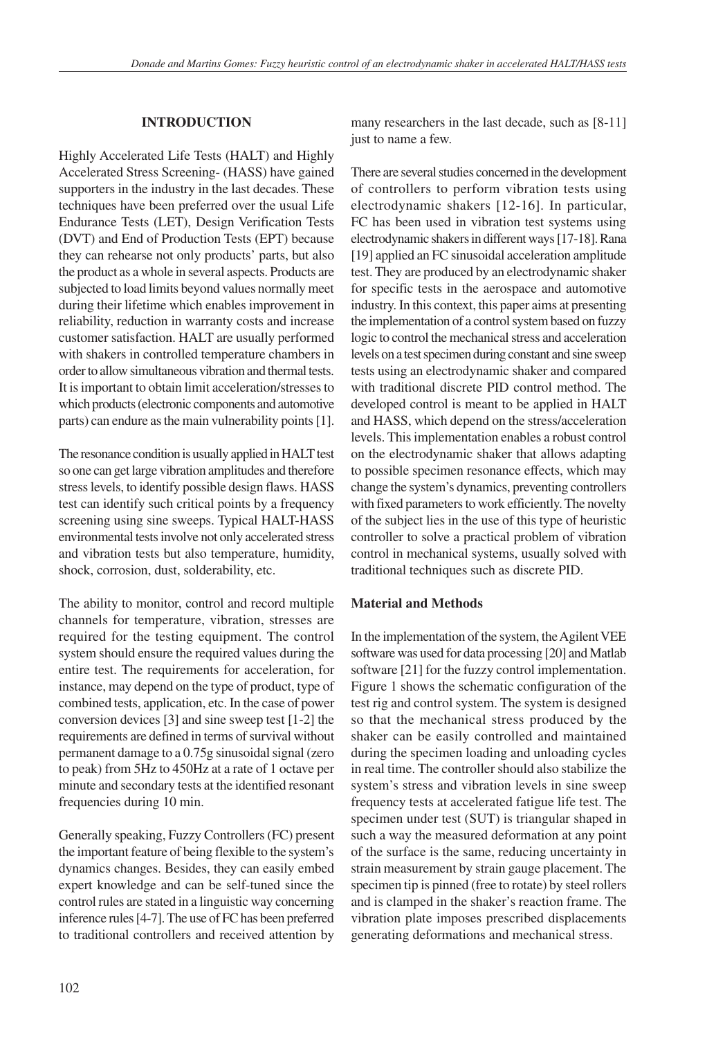## INTRODUCTION

Highly Accelerated Life Tests (HALT) and Highly Accelerated Stress Screening- (HASS) have gained supporters in the industry in the last decades. These techniques have been preferred over the usual Life Endurance Tests (LET), Design Verification Tests (DVT) and End of Production Tests (EPT) because they can rehearse not only products' parts, but also the product as a whole in several aspects. Products are subjected to load limits beyond values normally meet during their lifetime which enables improvement in reliability, reduction in warranty costs and increase customer satisfaction. HALT are usually performed with shakers in controlled temperature chambers in order to allow simultaneous vibration and thermal tests. It is important to obtain limit acceleration/stresses to which products (electronic components and automotive parts) can endure as the main vulnerability points [1].

The resonance condition is usually applied in HALT test so one can get large vibration amplitudes and therefore stress levels, to identify possible design flaws. HASS test can identify such critical points by a frequency screening using sine sweeps. Typical HALT-HASS environmental tests involve not only accelerated stress and vibration tests but also temperature, humidity, shock, corrosion, dust, solderability, etc.

The ability to monitor, control and record multiple channels for temperature, vibration, stresses are required for the testing equipment. The control system should ensure the required values during the entire test. The requirements for acceleration, for instance, may depend on the type of product, type of combined tests, application, etc. In the case of power conversion devices [3] and sine sweep test [1-2] the requirements are defined in terms of survival without permanent damage to a 0.75g sinusoidal signal (zero to peak) from 5Hz to 450Hz at a rate of 1 octave per minute and secondary tests at the identified resonant frequencies during 10 min.

Generally speaking, Fuzzy Controllers (FC) present the important feature of being flexible to the system's dynamics changes. Besides, they can easily embed expert knowledge and can be self-tuned since the control rules are stated in a linguistic way concerning inference rules [4-7]. The use of FC has been preferred to traditional controllers and received attention by many researchers in the last decade, such as [8-11] just to name a few.

There are several studies concerned in the development of controllers to perform vibration tests using electrodynamic shakers [12-16]. In particular, FC has been used in vibration test systems using electrodynamic shakers in different ways [17-18]. Rana [19] applied an FC sinusoidal acceleration amplitude test. They are produced by an electrodynamic shaker for specific tests in the aerospace and automotive industry. In this context, this paper aims at presenting the implementation of a control system based on fuzzy logic to control the mechanical stress and acceleration levels on a test specimen during constant and sine sweep tests using an electrodynamic shaker and compared with traditional discrete PID control method. The developed control is meant to be applied in HALT and HASS, which depend on the stress/acceleration levels. This implementation enables a robust control on the electrodynamic shaker that allows adapting to possible specimen resonance effects, which may change the system's dynamics, preventing controllers with fixed parameters to work efficiently. The novelty of the subject lies in the use of this type of heuristic controller to solve a practical problem of vibration control in mechanical systems, usually solved with traditional techniques such as discrete PID.

### Material and Methods

In the implementation of the system, the Agilent VEE software was used for data processing [20] and Matlab software [21] for the fuzzy control implementation. Figure 1 shows the schematic configuration of the test rig and control system. The system is designed so that the mechanical stress produced by the shaker can be easily controlled and maintained during the specimen loading and unloading cycles in real time. The controller should also stabilize the system's stress and vibration levels in sine sweep frequency tests at accelerated fatigue life test. The specimen under test (SUT) is triangular shaped in such a way the measured deformation at any point of the surface is the same, reducing uncertainty in strain measurement by strain gauge placement. The specimen tip is pinned (free to rotate) by steel rollers and is clamped in the shaker's reaction frame. The vibration plate imposes prescribed displacements generating deformations and mechanical stress.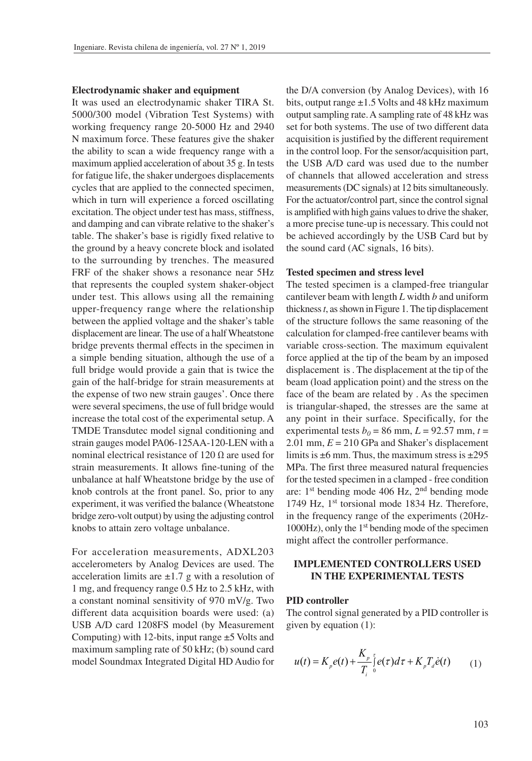**Electrodynamic shaker and equipment**

It was used an electrodynamic shaker TIRA St. 5000/300 model (Vibration Test Systems) with working frequency range 20-5000 Hz and 2940 N maximum force. These features give the shaker the ability to scan a wide frequency range with a maximum applied acceleration of about 35 g. In tests for fatigue life, the shaker undergoes displacements cycles that are applied to the connected specimen, which in turn will experience a forced oscillating excitation. The object under test has mass, stiffness, and damping and can vibrate relative to the shaker's table. The shaker's base is rigidly fixed relative to the ground by a heavy concrete block and isolated to the surrounding by trenches. The measured FRF of the shaker shows a resonance near 5Hz that represents the coupled system shaker-object under test. This allows using all the remaining upper-frequency range where the relationship between the applied voltage and the shaker's table displacement are linear. The use of a half Wheatstone bridge prevents thermal effects in the specimen in a simple bending situation, although the use of a full bridge would provide a gain that is twice the gain of the half-bridge for strain measurements at the expense of two new strain gauges'. Once there were several specimens, the use of full bridge would increase the total cost of the experimental setup. A TMDE Transdutec model signal conditioning and strain gauges model PA06-125AA-120-LEN with a nominal electrical resistance of 120 Ω are used for strain measurements. It allows fine-tuning of the unbalance at half Wheatstone bridge by the use of knob controls at the front panel. So, prior to any experiment, it was verified the balance (Wheatstone bridge zero-volt output) by using the adjusting control knobs to attain zero voltage unbalance.

For acceleration measurements, ADXL203 accelerometers by Analog Devices are used. The acceleration limits are ±1.7 g with a resolution of 1 mg, and frequency range 0.5 Hz to 2.5 kHz, with a constant nominal sensitivity of 970 mV/g. Two different data acquisition boards were used: (a) USB A/D card 1208FS model (by Measurement Computing) with 12-bits, input range ±5 Volts and maximum sampling rate of 50 kHz; (b) sound card model Soundmax Integrated Digital HD Audio for the D/A conversion (by Analog Devices), with 16 bits, output range ±1.5 Volts and 48 kHz maximum output sampling rate. A sampling rate of 48 kHz was set for both systems. The use of two different data acquisition is justified by the different requirement in the control loop. For the sensor/acquisition part, the USB A/D card was used due to the number of channels that allowed acceleration and stress measurements (DC signals) at 12 bits simultaneously. For the actuator/control part, since the control signal is amplified with high gains values to drive the shaker, a more precise tune-up is necessary. This could not be achieved accordingly by the USB Card but by the sound card (AC signals, 16 bits).

**Tested specimen and stress level**

The tested specimen is a clamped-free triangular cantilever beam with length $L$ width $b$ and uniform thickness $t$, as shown in Figure 1. The tip displacement of the structure follows the same reasoning of the calculation for clamped-free cantilever beams with variable cross-section. The maximum equivalent force applied at the tip of the beam by an imposed displacement is . The displacement at the tip of the beam (load application point) and the stress on the face of the beam are related by . As the specimen is triangular-shaped, the stresses are the same at any point in their surface. Specifically, for the experimental tests $b_0$ = 86 mm, $L$ = 92.57 mm, $t$ = 2.01 mm, $E$ = 210 GPa and Shaker's displacement limits is ±6 mm. Thus, the maximum stress is ±295 MPa. The first three measured natural frequencies for the tested specimen in a clamped - free condition are: 1st bending mode 406 Hz, 2nd bending mode 1749 Hz, 1st torsional mode 1834 Hz. Therefore, in the frequency range of the experiments (20Hz-1000Hz), only the 1st bending mode of the specimen might affect the controller performance.

## IMPLEMENTED CONTROLLERS USED IN THE EXPERIMENTAL TESTS

**PID controller**

The control signal generated by a PID controller is given by equation (1):

$$u(t) = K_p e(t) + \frac{K_p}{T_i}\int_0^{\tau} e(\tau)d\tau + K_p T_d \dot{e}(t) \qquad (1)$$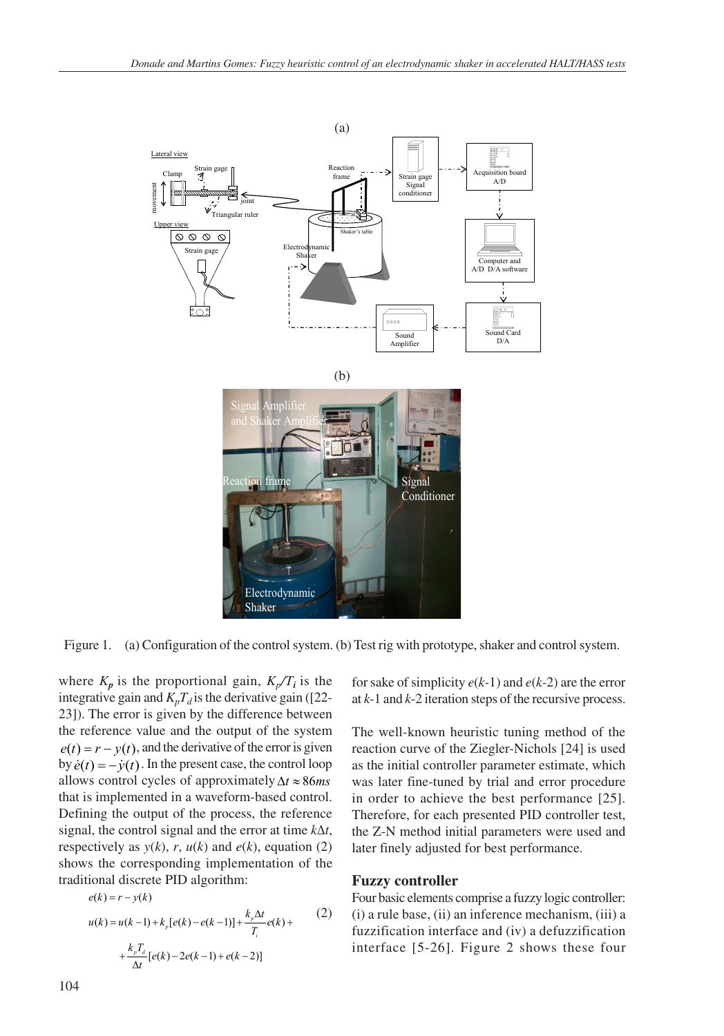Figure 1. (a) Configuration of the control system. (b) Test rig with prototype, shaker and control system.

where $K_p$ is the proportional gain, $K_p/T_i$ is the integrative gain and $K_pT_d$ is the derivative gain ([22-23]). The error is given by the difference between the reference value and the output of the system $e(t) = r - y(t)$, and the derivative of the error is given by $\dot{e}(t) = -\dot{y}(t)$. In the present case, the control loop allows control cycles of approximately $\Delta t \approx 86ms$ that is implemented in a waveform-based control. Defining the output of the process, the reference signal, the control signal and the error at time $k\Delta t$, respectively as $y(k)$, $r$, $u(k)$ and $e(k)$, equation (2) shows the corresponding implementation of the traditional discrete PID algorithm:

$$
\begin{aligned}
e(k) &= r - y(k) \\
u(k) &= u(k-1) + k_p[e(k) - e(k-1)] + \frac{k_p \Delta t}{T_i} e(k) + \\
&\quad + \frac{k_p T_d}{\Delta t}[e(k) - 2e(k-1) + e(k-2)]
\end{aligned}
\tag{2}
$$

for sake of simplicity $e(k\text{-}1)$ and $e(k\text{-}2)$ are the error at $k$-1 and $k$-2 iteration steps of the recursive process.

The well-known heuristic tuning method of the reaction curve of the Ziegler-Nichols [24] is used as the initial controller parameter estimate, which was later fine-tuned by trial and error procedure in order to achieve the best performance [25]. Therefore, for each presented PID controller test, the Z-N method initial parameters were used and later finely adjusted for best performance.

## Fuzzy controller

Four basic elements comprise a fuzzy logic controller: (i) a rule base, (ii) an inference mechanism, (iii) a fuzzification interface and (iv) a defuzzification interface [5-26]. Figure 2 shows these four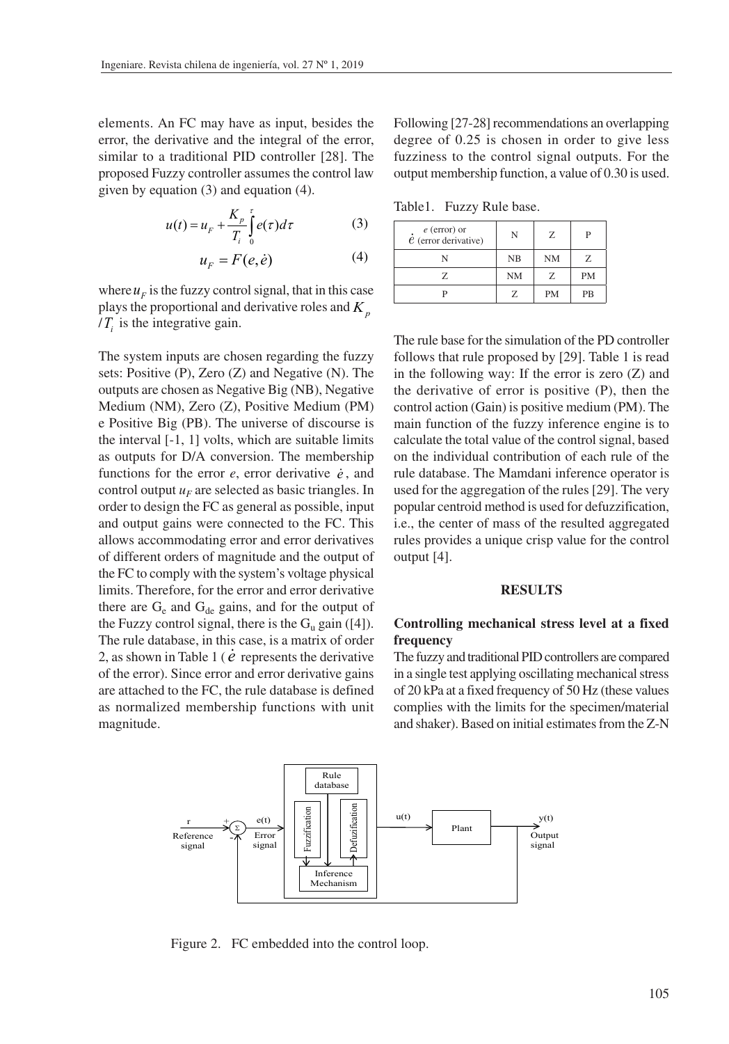elements. An FC may have as input, besides the error, the derivative and the integral of the error, similar to a traditional PID controller [28]. The proposed Fuzzy controller assumes the control law given by equation (3) and equation (4).

$$u(t) = u_F + \frac{K_p}{T_i}\int_0^{\tau} e(\tau)d\tau \qquad (3)$$

$$u_F = F(e, \dot{e}) \qquad (4)$$

where $u_F$ is the fuzzy control signal, that in this case plays the proportional and derivative roles and $K_p / T_i$ is the integrative gain.

The system inputs are chosen regarding the fuzzy sets: Positive (P), Zero (Z) and Negative (N). The outputs are chosen as Negative Big (NB), Negative Medium (NM), Zero (Z), Positive Medium (PM) e Positive Big (PB). The universe of discourse is the interval [-1, 1] volts, which are suitable limits as outputs for D/A conversion. The membership functions for the error *e*, error derivative $\dot{e}$, and control output $u_F$ are selected as basic triangles. In order to design the FC as general as possible, input and output gains were connected to the FC. This allows accommodating error and error derivatives of different orders of magnitude and the output of the FC to comply with the system's voltage physical limits. Therefore, for the error and error derivative there are $G_e$ and $G_{de}$ gains, and for the output of the Fuzzy control signal, there is the $G_u$ gain ([4]). The rule database, in this case, is a matrix of order 2, as shown in Table 1 ($\dot{e}$ represents the derivative of the error). Since error and error derivative gains are attached to the FC, the rule database is defined as normalized membership functions with unit magnitude.

Following [27-28] recommendations an overlapping degree of 0.25 is chosen in order to give less fuzziness to the control signal outputs. For the output membership function, a value of 0.30 is used.

Table1. Fuzzy Rule base.

| $e$ (error) or $\dot{e}$ (error derivative) | N | Z | P |
|---|---|---|---|
| N | NB | NM | Z |
| Z | NM | Z | PM |
| P | Z | PM | PB |

The rule base for the simulation of the PD controller follows that rule proposed by [29]. Table 1 is read in the following way: If the error is zero (Z) and the derivative of error is positive (P), then the control action (Gain) is positive medium (PM). The main function of the fuzzy inference engine is to calculate the total value of the control signal, based on the individual contribution of each rule of the rule database. The Mamdani inference operator is used for the aggregation of the rules [29]. The very popular centroid method is used for defuzzification, i.e., the center of mass of the resulted aggregated rules provides a unique crisp value for the control output [4].

## RESULTS

### Controlling mechanical stress level at a fixed frequency

The fuzzy and traditional PID controllers are compared in a single test applying oscillating mechanical stress of 20 kPa at a fixed frequency of 50 Hz (these values complies with the limits for the specimen/material and shaker). Based on initial estimates from the Z-N

Figure 2. FC embedded into the control loop.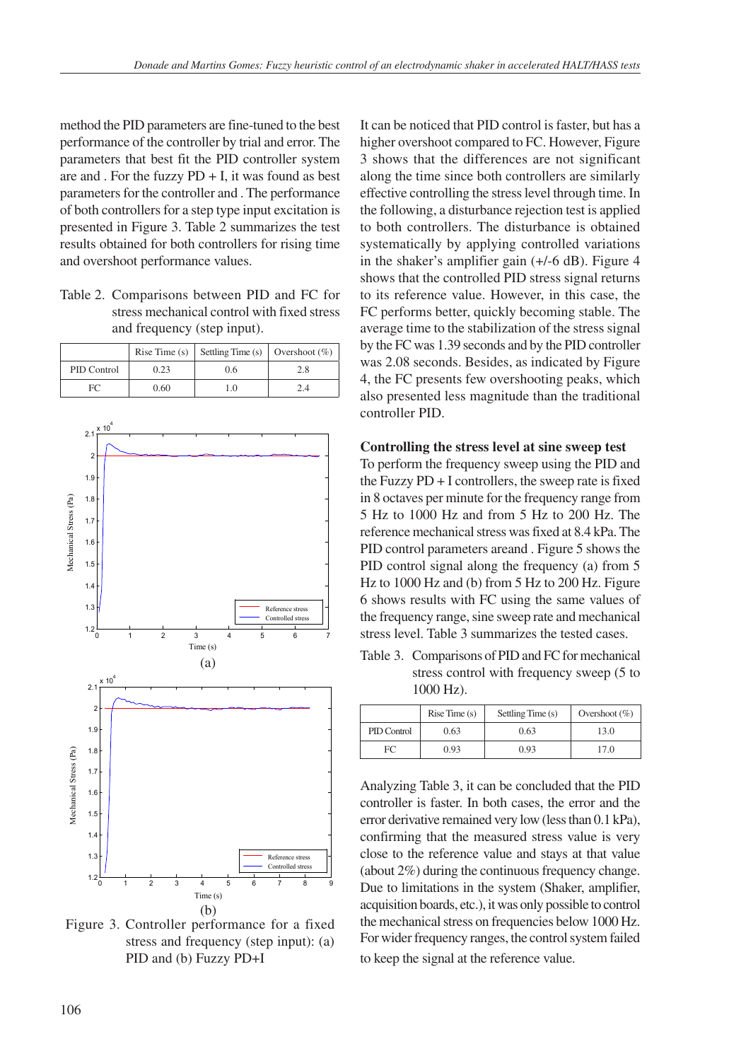method the PID parameters are fine-tuned to the best performance of the controller by trial and error. The parameters that best fit the PID controller system are and . For the fuzzy PD + I, it was found as best parameters for the controller and . The performance of both controllers for a step type input excitation is presented in Figure 3. Table 2 summarizes the test results obtained for both controllers for rising time and overshoot performance values.

Table 2. Comparisons between PID and FC for stress mechanical control with fixed stress and frequency (step input).

| | Rise Time (s) | Settling Time (s) | Overshoot (%) |
|---|---|---|---|
| PID Control | 0.23 | 0.6 | 2.8 |
| FC | 0.60 | 1.0 | 2.4 |

Figure 3. Controller performance for a fixed stress and frequency (step input): (a) PID and (b) Fuzzy PD+I

It can be noticed that PID control is faster, but has a higher overshoot compared to FC. However, Figure 3 shows that the differences are not significant along the time since both controllers are similarly effective controlling the stress level through time. In the following, a disturbance rejection test is applied to both controllers. The disturbance is obtained systematically by applying controlled variations in the shaker's amplifier gain (+/-6 dB). Figure 4 shows that the controlled PID stress signal returns to its reference value. However, in this case, the FC performs better, quickly becoming stable. The average time to the stabilization of the stress signal by the FC was 1.39 seconds and by the PID controller was 2.08 seconds. Besides, as indicated by Figure 4, the FC presents few overshooting peaks, which also presented less magnitude than the traditional controller PID.

**Controlling the stress level at sine sweep test**

To perform the frequency sweep using the PID and the Fuzzy PD + I controllers, the sweep rate is fixed in 8 octaves per minute for the frequency range from 5 Hz to 1000 Hz and from 5 Hz to 200 Hz. The reference mechanical stress was fixed at 8.4 kPa. The PID control parameters areand . Figure 5 shows the PID control signal along the frequency (a) from 5 Hz to 1000 Hz and (b) from 5 Hz to 200 Hz. Figure 6 shows results with FC using the same values of the frequency range, sine sweep rate and mechanical stress level. Table 3 summarizes the tested cases.

Table 3. Comparisons of PID and FC for mechanical stress control with frequency sweep (5 to 1000 Hz).

| | Rise Time (s) | Settling Time (s) | Overshoot (%) |
|---|---|---|---|
| PID Control | 0.63 | 0.63 | 13.0 |
| FC | 0.93 | 0.93 | 17.0 |

Analyzing Table 3, it can be concluded that the PID controller is faster. In both cases, the error and the error derivative remained very low (less than 0.1 kPa), confirming that the measured stress value is very close to the reference value and stays at that value (about 2%) during the continuous frequency change. Due to limitations in the system (Shaker, amplifier, acquisition boards, etc.), it was only possible to control the mechanical stress on frequencies below 1000 Hz. For wider frequency ranges, the control system failed to keep the signal at the reference value.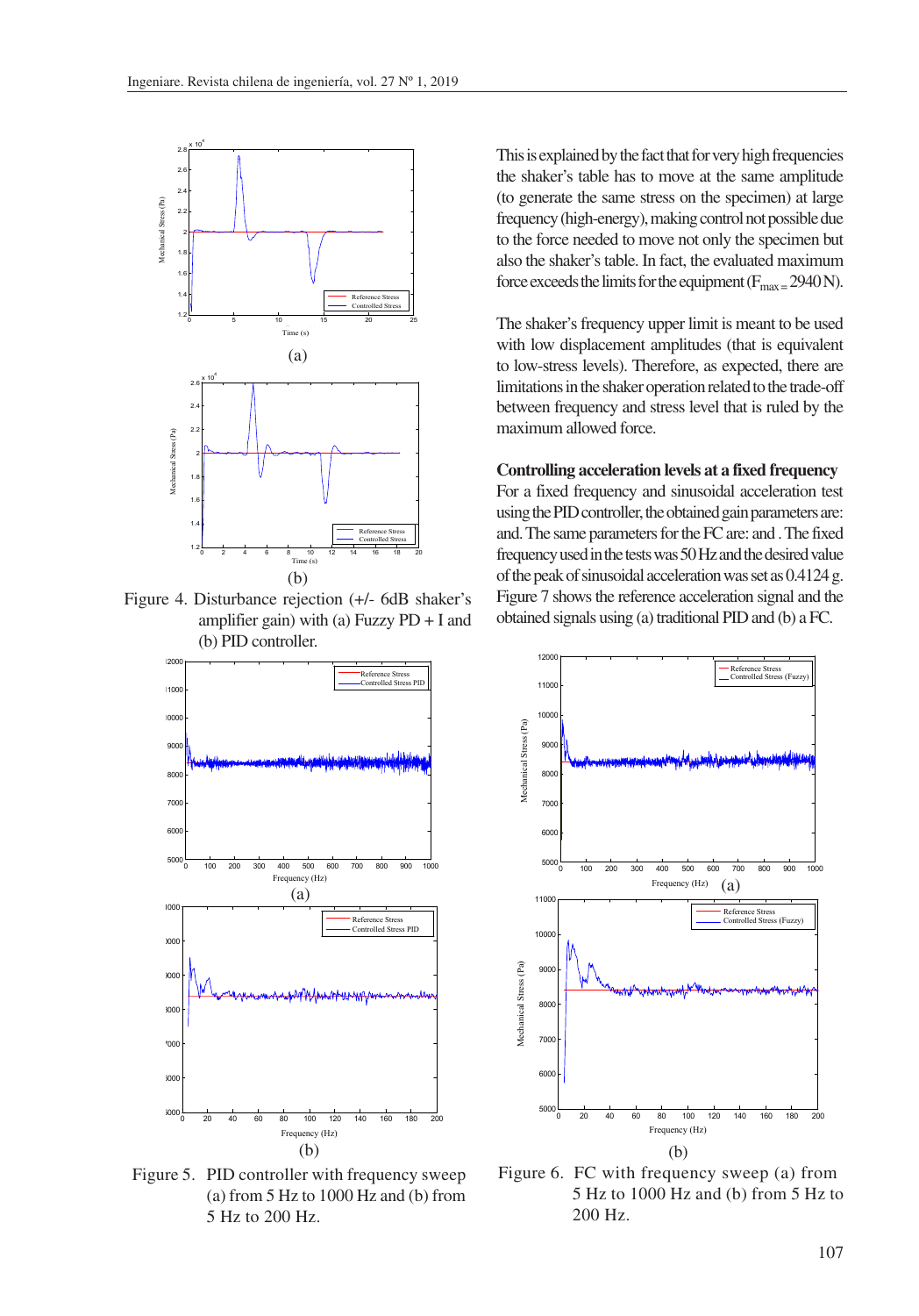Figure 4. Disturbance rejection (+/- 6dB shaker's amplifier gain) with (a) Fuzzy PD + I and (b) PID controller.

Figure 5. PID controller with frequency sweep (a) from 5 Hz to 1000 Hz and (b) from 5 Hz to 200 Hz.

This is explained by the fact that for very high frequencies the shaker's table has to move at the same amplitude (to generate the same stress on the specimen) at large frequency (high-energy), making control not possible due to the force needed to move not only the specimen but also the shaker's table. In fact, the evaluated maximum force exceeds the limits for the equipment ($F_{max} = 2940$ N).

The shaker's frequency upper limit is meant to be used with low displacement amplitudes (that is equivalent to low-stress levels). Therefore, as expected, there are limitations in the shaker operation related to the trade-off between frequency and stress level that is ruled by the maximum allowed force.

**Controlling acceleration levels at a fixed frequency**

For a fixed frequency and sinusoidal acceleration test using the PID controller, the obtained gain parameters are: and. The same parameters for the FC are: and . The fixed frequency used in the tests was 50 Hz and the desired value of the peak of sinusoidal acceleration was set as 0.4124 g. Figure 7 shows the reference acceleration signal and the obtained signals using (a) traditional PID and (b) a FC.

Figure 6. FC with frequency sweep (a) from 5 Hz to 1000 Hz and (b) from 5 Hz to 200 Hz.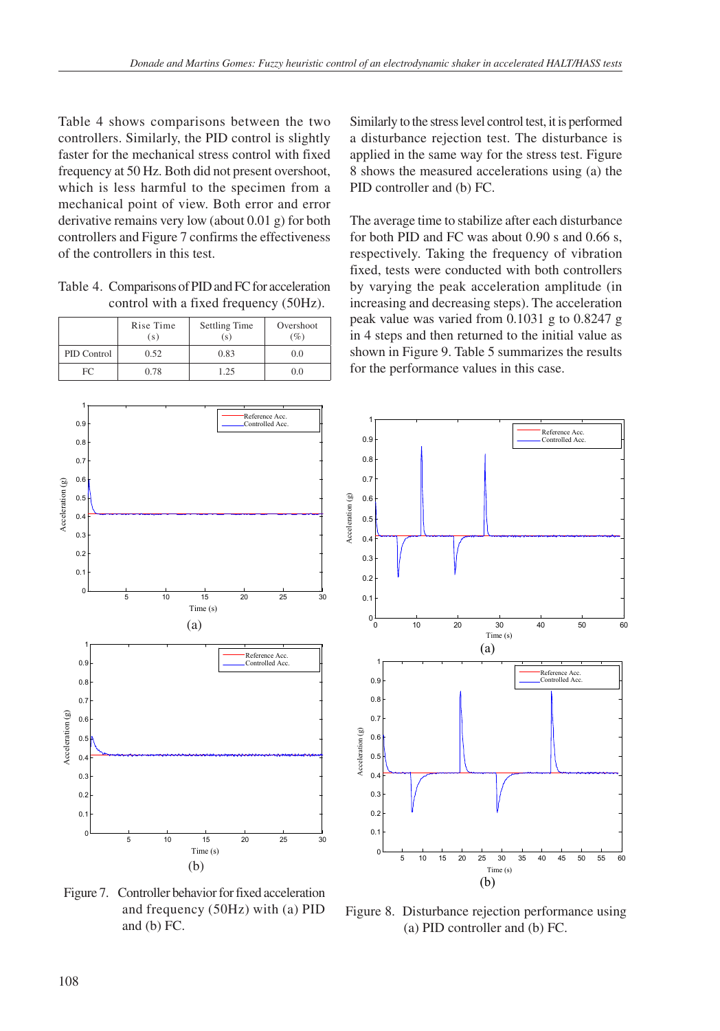Table 4 shows comparisons between the two controllers. Similarly, the PID control is slightly faster for the mechanical stress control with fixed frequency at 50 Hz. Both did not present overshoot, which is less harmful to the specimen from a mechanical point of view. Both error and error derivative remains very low (about 0.01 g) for both controllers and Figure 7 confirms the effectiveness of the controllers in this test.

Table 4. Comparisons of PID and FC for acceleration control with a fixed frequency (50Hz).

| | Rise Time (s) | Settling Time (s) | Overshoot (%) |
|---|---|---|---|
| PID Control | 0.52 | 0.83 | 0.0 |
| FC | 0.78 | 1.25 | 0.0 |

Figure 7. Controller behavior for fixed acceleration and frequency (50Hz) with (a) PID and (b) FC.

Similarly to the stress level control test, it is performed a disturbance rejection test. The disturbance is applied in the same way for the stress test. Figure 8 shows the measured accelerations using (a) the PID controller and (b) FC.

The average time to stabilize after each disturbance for both PID and FC was about 0.90 s and 0.66 s, respectively. Taking the frequency of vibration fixed, tests were conducted with both controllers by varying the peak acceleration amplitude (in increasing and decreasing steps). The acceleration peak value was varied from 0.1031 g to 0.8247 g in 4 steps and then returned to the initial value as shown in Figure 9. Table 5 summarizes the results for the performance values in this case.

Figure 8. Disturbance rejection performance using (a) PID controller and (b) FC.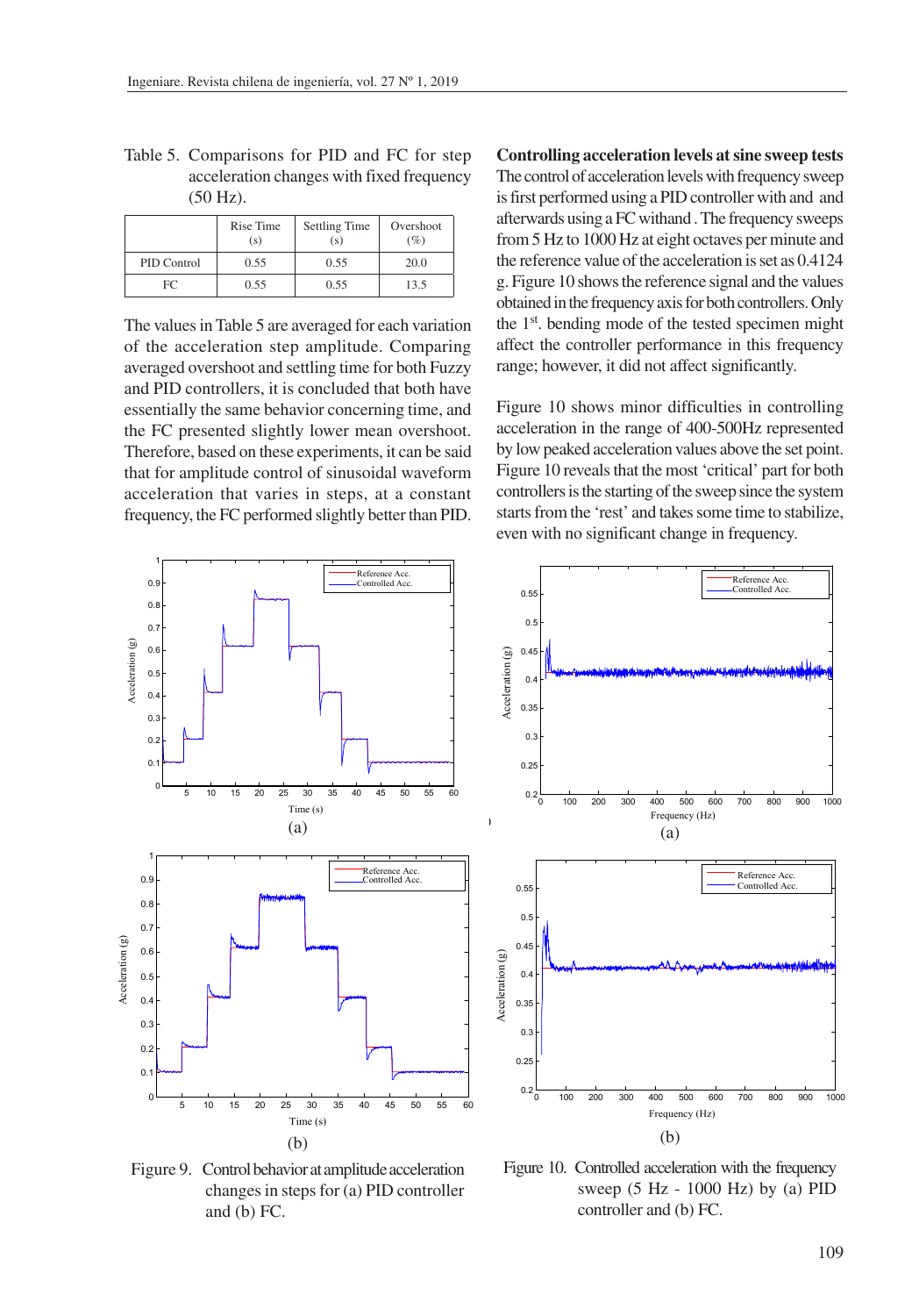Table 5. Comparisons for PID and FC for step acceleration changes with fixed frequency (50 Hz).

| | Rise Time (s) | Settling Time (s) | Overshoot (%) |
|---|---|---|---|
| PID Control | 0.55 | 0.55 | 20.0 |
| FC | 0.55 | 0.55 | 13.5 |

The values in Table 5 are averaged for each variation of the acceleration step amplitude. Comparing averaged overshoot and settling time for both Fuzzy and PID controllers, it is concluded that both have essentially the same behavior concerning time, and the FC presented slightly lower mean overshoot. Therefore, based on these experiments, it can be said that for amplitude control of sinusoidal waveform acceleration that varies in steps, at a constant frequency, the FC performed slightly better than PID.

Figure 9. Control behavior at amplitude acceleration changes in steps for (a) PID controller and (b) FC.

**Controlling acceleration levels at sine sweep tests**

The control of acceleration levels with frequency sweep is first performed using a PID controller with and and afterwards using a FC withand . The frequency sweeps from 5 Hz to 1000 Hz at eight octaves per minute and the reference value of the acceleration is set as 0.4124 g. Figure 10 shows the reference signal and the values obtained in the frequency axis for both controllers. Only the 1st. bending mode of the tested specimen might affect the controller performance in this frequency range; however, it did not affect significantly.

Figure 10 shows minor difficulties in controlling acceleration in the range of 400-500Hz represented by low peaked acceleration values above the set point. Figure 10 reveals that the most 'critical' part for both controllers is the starting of the sweep since the system starts from the 'rest' and takes some time to stabilize, even with no significant change in frequency.

Figure 10. Controlled acceleration with the frequency sweep (5 Hz - 1000 Hz) by (a) PID controller and (b) FC.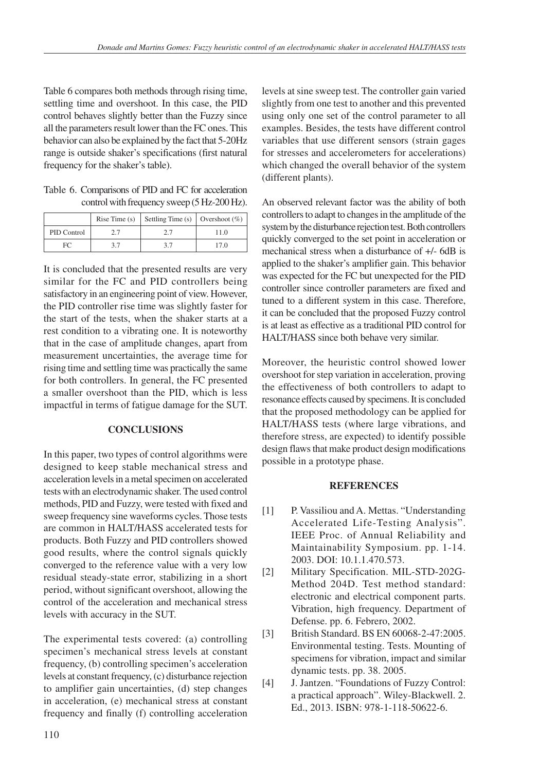Table 6 compares both methods through rising time, settling time and overshoot. In this case, the PID control behaves slightly better than the Fuzzy since all the parameters result lower than the FC ones. This behavior can also be explained by the fact that 5-20Hz range is outside shaker's specifications (first natural frequency for the shaker's table).

Table 6. Comparisons of PID and FC for acceleration control with frequency sweep (5 Hz-200 Hz).

| | Rise Time (s) | Settling Time (s) | Overshoot (%) |
|---|---|---|---|
| PID Control | 2.7 | 2.7 | 11.0 |
| FC | 3.7 | 3.7 | 17.0 |

It is concluded that the presented results are very similar for the FC and PID controllers being satisfactory in an engineering point of view. However, the PID controller rise time was slightly faster for the start of the tests, when the shaker starts at a rest condition to a vibrating one. It is noteworthy that in the case of amplitude changes, apart from measurement uncertainties, the average time for rising time and settling time was practically the same for both controllers. In general, the FC presented a smaller overshoot than the PID, which is less impactful in terms of fatigue damage for the SUT.

## CONCLUSIONS

In this paper, two types of control algorithms were designed to keep stable mechanical stress and acceleration levels in a metal specimen on accelerated tests with an electrodynamic shaker. The used control methods, PID and Fuzzy, were tested with fixed and sweep frequency sine waveforms cycles. Those tests are common in HALT/HASS accelerated tests for products. Both Fuzzy and PID controllers showed good results, where the control signals quickly converged to the reference value with a very low residual steady-state error, stabilizing in a short period, without significant overshoot, allowing the control of the acceleration and mechanical stress levels with accuracy in the SUT.

The experimental tests covered: (a) controlling specimen's mechanical stress levels at constant frequency, (b) controlling specimen's acceleration levels at constant frequency, (c) disturbance rejection to amplifier gain uncertainties, (d) step changes in acceleration, (e) mechanical stress at constant frequency and finally (f) controlling acceleration levels at sine sweep test. The controller gain varied slightly from one test to another and this prevented using only one set of the control parameter to all examples. Besides, the tests have different control variables that use different sensors (strain gages for stresses and accelerometers for accelerations) which changed the overall behavior of the system (different plants).

An observed relevant factor was the ability of both controllers to adapt to changes in the amplitude of the system by the disturbance rejection test. Both controllers quickly converged to the set point in acceleration or mechanical stress when a disturbance of +/- 6dB is applied to the shaker's amplifier gain. This behavior was expected for the FC but unexpected for the PID controller since controller parameters are fixed and tuned to a different system in this case. Therefore, it can be concluded that the proposed Fuzzy control is at least as effective as a traditional PID control for HALT/HASS since both behave very similar.

Moreover, the heuristic control showed lower overshoot for step variation in acceleration, proving the effectiveness of both controllers to adapt to resonance effects caused by specimens. It is concluded that the proposed methodology can be applied for HALT/HASS tests (where large vibrations, and therefore stress, are expected) to identify possible design flaws that make product design modifications possible in a prototype phase.

## REFERENCES

[1] P. Vassiliou and A. Mettas. "Understanding Accelerated Life-Testing Analysis". IEEE Proc. of Annual Reliability and Maintainability Symposium. pp. 1-14. 2003. DOI: 10.1.1.470.573.

[2] Military Specification. MIL-STD-202G-Method 204D. Test method standard: electronic and electrical component parts. Vibration, high frequency. Department of Defense. pp. 6. Febrero, 2002.

[3] British Standard. BS EN 60068-2-47:2005. Environmental testing. Tests. Mounting of specimens for vibration, impact and similar dynamic tests. pp. 38. 2005.

[4] J. Jantzen. "Foundations of Fuzzy Control: a practical approach". Wiley-Blackwell. 2. Ed., 2013. ISBN: 978-1-118-50622-6.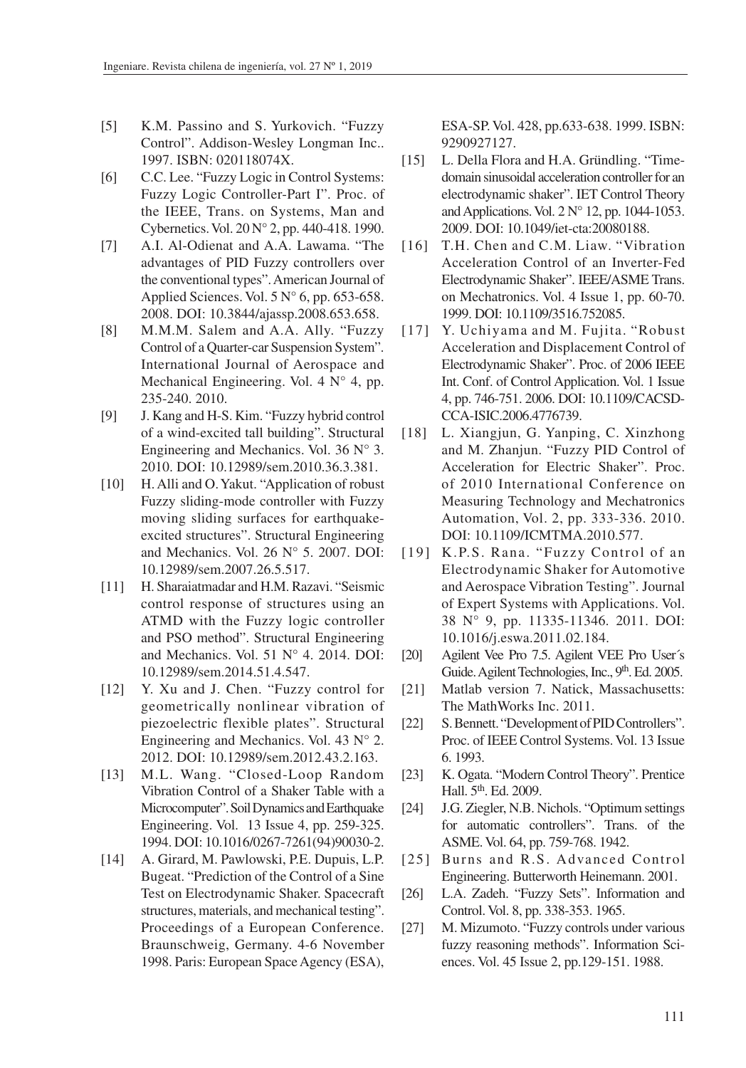[5] K.M. Passino and S. Yurkovich. "Fuzzy Control". Addison-Wesley Longman Inc.. 1997. ISBN: 020118074X.

[6] C.C. Lee. "Fuzzy Logic in Control Systems: Fuzzy Logic Controller-Part I". Proc. of the IEEE, Trans. on Systems, Man and Cybernetics. Vol. 20 N° 2, pp. 440-418. 1990.

[7] A.I. Al-Odienat and A.A. Lawama. "The advantages of PID Fuzzy controllers over the conventional types". American Journal of Applied Sciences. Vol. 5 N° 6, pp. 653-658. 2008. DOI: 10.3844/ajassp.2008.653.658.

[8] M.M.M. Salem and A.A. Ally. "Fuzzy Control of a Quarter-car Suspension System". International Journal of Aerospace and Mechanical Engineering. Vol. 4 N° 4, pp. 235-240. 2010.

[9] J. Kang and H-S. Kim. "Fuzzy hybrid control of a wind-excited tall building". Structural Engineering and Mechanics. Vol. 36 N° 3. 2010. DOI: 10.12989/sem.2010.36.3.381.

[10] H. Alli and O. Yakut. "Application of robust Fuzzy sliding-mode controller with Fuzzy moving sliding surfaces for earthquake-excited structures". Structural Engineering and Mechanics. Vol. 26 N° 5. 2007. DOI: 10.12989/sem.2007.26.5.517.

[11] H. Sharaiatmadar and H.M. Razavi. "Seismic control response of structures using an ATMD with the Fuzzy logic controller and PSO method". Structural Engineering and Mechanics. Vol. 51 N° 4. 2014. DOI: 10.12989/sem.2014.51.4.547.

[12] Y. Xu and J. Chen. "Fuzzy control for geometrically nonlinear vibration of piezoelectric flexible plates". Structural Engineering and Mechanics. Vol. 43 N° 2. 2012. DOI: 10.12989/sem.2012.43.2.163.

[13] M.L. Wang. "Closed-Loop Random Vibration Control of a Shaker Table with a Microcomputer". Soil Dynamics and Earthquake Engineering. Vol. 13 Issue 4, pp. 259-325. 1994. DOI: 10.1016/0267-7261(94)90030-2.

[14] A. Girard, M. Pawlowski, P.E. Dupuis, L.P. Bugeat. "Prediction of the Control of a Sine Test on Electrodynamic Shaker. Spacecraft structures, materials, and mechanical testing". Proceedings of a European Conference. Braunschweig, Germany. 4-6 November 1998. Paris: European Space Agency (ESA), ESA-SP. Vol. 428, pp.633-638. 1999. ISBN: 9290927127.

[15] L. Della Flora and H.A. Gründling. "Time-domain sinusoidal acceleration controller for an electrodynamic shaker". IET Control Theory and Applications. Vol. 2 N° 12, pp. 1044-1053. 2009. DOI: 10.1049/iet-cta:20080188.

[16] T.H. Chen and C.M. Liaw. "Vibration Acceleration Control of an Inverter-Fed Electrodynamic Shaker". IEEE/ASME Trans. on Mechatronics. Vol. 4 Issue 1, pp. 60-70. 1999. DOI: 10.1109/3516.752085.

[17] Y. Uchiyama and M. Fujita. "Robust Acceleration and Displacement Control of Electrodynamic Shaker". Proc. of 2006 IEEE Int. Conf. of Control Application. Vol. 1 Issue 4, pp. 746-751. 2006. DOI: 10.1109/CACSD-CCA-ISIC.2006.4776739.

[18] L. Xiangjun, G. Yanping, C. Xinzhong and M. Zhanjun. "Fuzzy PID Control of Acceleration for Electric Shaker". Proc. of 2010 International Conference on Measuring Technology and Mechatronics Automation, Vol. 2, pp. 333-336. 2010. DOI: 10.1109/ICMTMA.2010.577.

[19] K.P.S. Rana. "Fuzzy Control of an Electrodynamic Shaker for Automotive and Aerospace Vibration Testing". Journal of Expert Systems with Applications. Vol. 38 N° 9, pp. 11335-11346. 2011. DOI: 10.1016/j.eswa.2011.02.184.

[20] Agilent Vee Pro 7.5. Agilent VEE Pro User´s Guide. Agilent Technologies, Inc., 9th. Ed. 2005.

[21] Matlab version 7. Natick, Massachusetts: The MathWorks Inc. 2011.

[22] S. Bennett. "Development of PID Controllers". Proc. of IEEE Control Systems. Vol. 13 Issue 6. 1993.

[23] K. Ogata. "Modern Control Theory". Prentice Hall. 5th. Ed. 2009.

[24] J.G. Ziegler, N.B. Nichols. "Optimum settings for automatic controllers". Trans. of the ASME. Vol. 64, pp. 759-768. 1942.

[25] Burns and R.S. Advanced Control Engineering. Butterworth Heinemann. 2001.

[26] L.A. Zadeh. "Fuzzy Sets". Information and Control. Vol. 8, pp. 338-353. 1965.

[27] M. Mizumoto. "Fuzzy controls under various fuzzy reasoning methods". Information Sciences. Vol. 45 Issue 2, pp.129-151. 1988.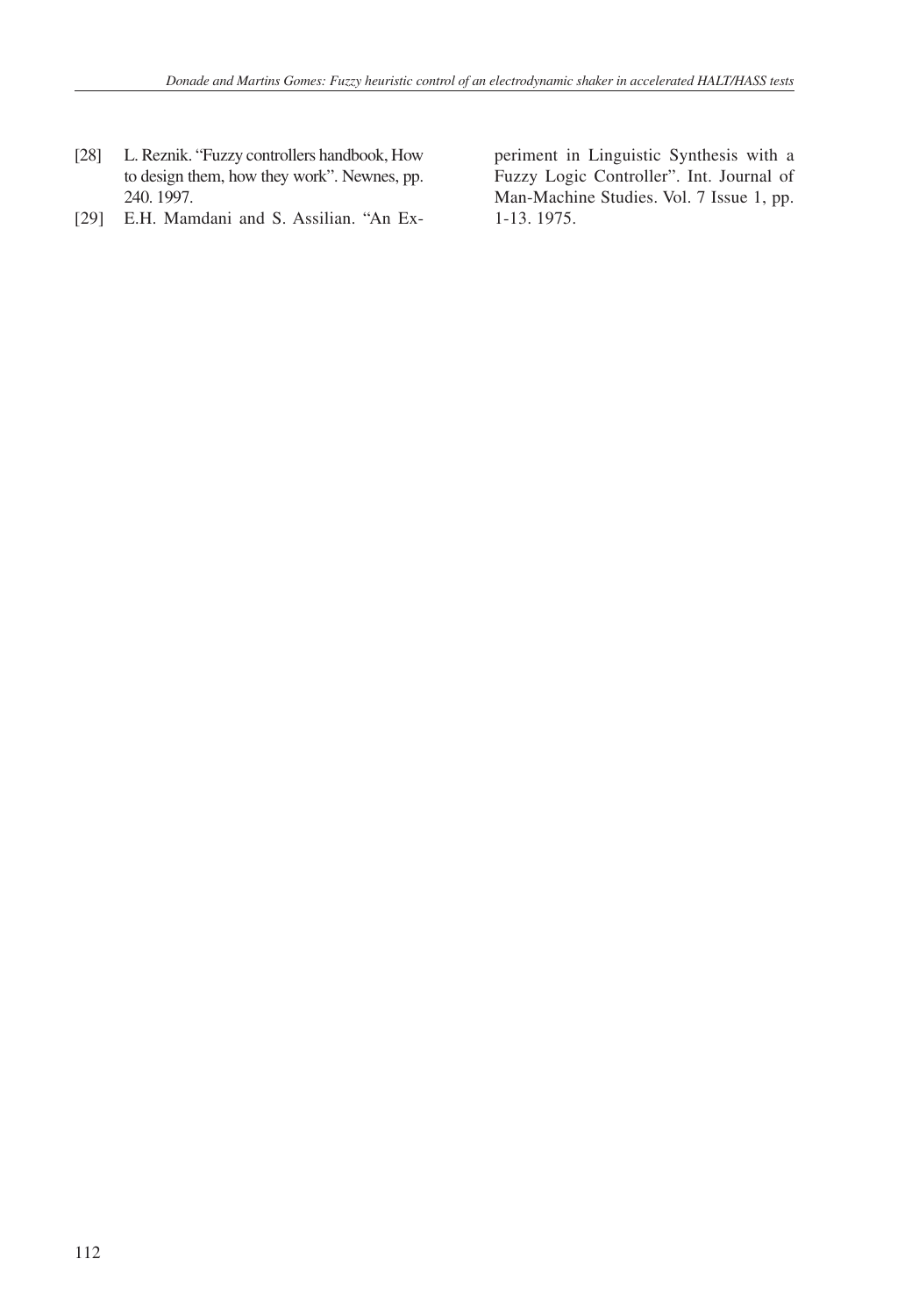[28] L. Reznik. "Fuzzy controllers handbook, How to design them, how they work". Newnes, pp. 240. 1997.

[29] E.H. Mamdani and S. Assilian. "An Experiment in Linguistic Synthesis with a Fuzzy Logic Controller". Int. Journal of Man-Machine Studies. Vol. 7 Issue 1, pp. 1-13. 1975.